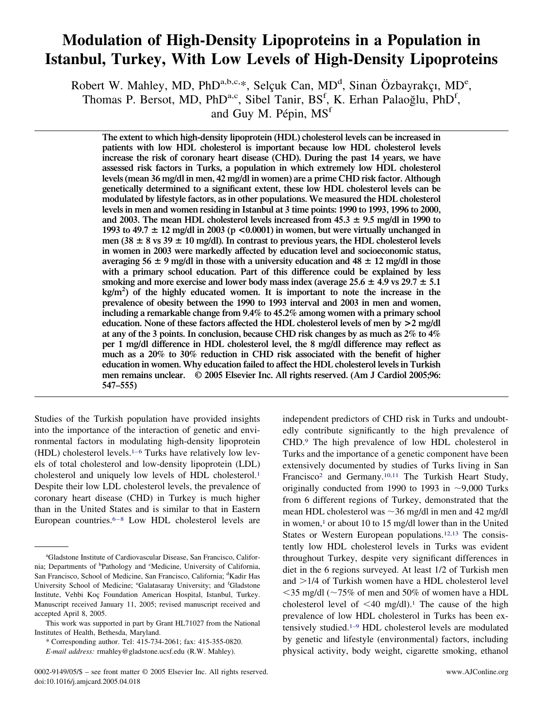# Modulation of High-Density Lipoproteins in a Population in Istanbul, Turkey, With Low Levels of High-Density Lipoproteins

Robert W. Mahley, MD, PhD[a,b,c,*], Selçuk Can, MD[d], Sinan Özbayrakçı, MD[e], Thomas P. Bersot, MD, PhD[a,c], Sibel Tanir, BS[f], K. Erhan Palaoğlu, PhD[f], and Guy M. Pépin, MS[f]

**The extent to which high-density lipoprotein (HDL) cholesterol levels can be increased in patients with low HDL cholesterol is important because low HDL cholesterol levels increase the risk of coronary heart disease (CHD). During the past 14 years, we have assessed risk factors in Turks, a population in which extremely low HDL cholesterol levels (mean 36 mg/dl in men, 42 mg/dl in women) are a prime CHD risk factor. Although genetically determined to a significant extent, these low HDL cholesterol levels can be modulated by lifestyle factors, as in other populations. We measured the HDL cholesterol levels in men and women residing in Istanbul at 3 time points: 1990 to 1993, 1996 to 2000, and 2003. The mean HDL cholesterol levels increased from 45.3 ± 9.5 mg/dl in 1990 to 1993 to 49.7 ± 12 mg/dl in 2003 ($p < 0.0001$) in women, but were virtually unchanged in men (38 ± 8 vs 39 ± 10 mg/dl). In contrast to previous years, the HDL cholesterol levels in women in 2003 were markedly affected by education level and socioeconomic status, averaging 56 ± 9 mg/dl in those with a university education and 48 ± 12 mg/dl in those with a primary school education. Part of this difference could be explained by less smoking and more exercise and lower body mass index (average 25.6 ± 4.9 vs 29.7 ± 5.1 kg/m$^2$) of the highly educated women. It is important to note the increase in the prevalence of obesity between the 1990 to 1993 interval and 2003 in men and women, including a remarkable change from 9.4% to 45.2% among women with a primary school education. None of these factors affected the HDL cholesterol levels of men by >2 mg/dl at any of the 3 points. In conclusion, because CHD risk changes by as much as 2% to 4% per 1 mg/dl difference in HDL cholesterol level, the 8 mg/dl difference may reflect as much as a 20% to 30% reduction in CHD risk associated with the benefit of higher education in women. Why education failed to affect the HDL cholesterol levels in Turkish men remains unclear. © 2005 Elsevier Inc. All rights reserved. (Am J Cardiol 2005;96: 547–555)**

Studies of the Turkish population have provided insights into the importance of the interaction of genetic and environmental factors in modulating high-density lipoprotein (HDL) cholesterol levels.[1–6] Turks have relatively low levels of total cholesterol and low-density lipoprotein (LDL) cholesterol and uniquely low levels of HDL cholesterol.[1] Despite their low LDL cholesterol levels, the prevalence of coronary heart disease (CHD) in Turkey is much higher than in the United States and is similar to that in Eastern European countries.[6–8] Low HDL cholesterol levels are independent predictors of CHD risk in Turks and undoubtedly contribute significantly to the high prevalence of CHD.[9] The high prevalence of low HDL cholesterol in Turks and the importance of a genetic component have been extensively documented by studies of Turks living in San Francisco[2] and Germany.[10,11] The Turkish Heart Study, originally conducted from 1990 to 1993 in ~9,000 Turks from 6 different regions of Turkey, demonstrated that the mean HDL cholesterol was ~36 mg/dl in men and 42 mg/dl in women,[1] or about 10 to 15 mg/dl lower than in the United States or Western European populations.[12,13] The consistently low HDL cholesterol levels in Turks was evident throughout Turkey, despite very significant differences in diet in the 6 regions surveyed. At least 1/2 of Turkish men and >1/4 of Turkish women have a HDL cholesterol level <35 mg/dl (~75% of men and 50% of women have a HDL cholesterol level of <40 mg/dl).[1] The cause of the high prevalence of low HDL cholesterol in Turks has been extensively studied.[1–9] HDL cholesterol levels are modulated by genetic and lifestyle (environmental) factors, including physical activity, body weight, cigarette smoking, ethanol

---

[a]Gladstone Institute of Cardiovascular Disease, San Francisco, California; Departments of [b]Pathology and [c]Medicine, University of California, San Francisco, School of Medicine, San Francisco, California; [d]Kadir Has University School of Medicine; [e]Galatasaray University; and [f]Gladstone Institute, Vehbi Koç Foundation American Hospital, Istanbul, Turkey. Manuscript received January 11, 2005; revised manuscript received and accepted April 8, 2005.

This work was supported in part by Grant HL71027 from the National Institutes of Health, Bethesda, Maryland.

\* Corresponding author. Tel: 415-734-2061; fax: 415-355-0820.

*E-mail address:* rmahley@gladstone.ucsf.edu (R.W. Mahley).

0002-9149/05/$ – see front matter © 2005 Elsevier Inc. All rights reserved. doi:10.1016/j.amjcard.2005.04.018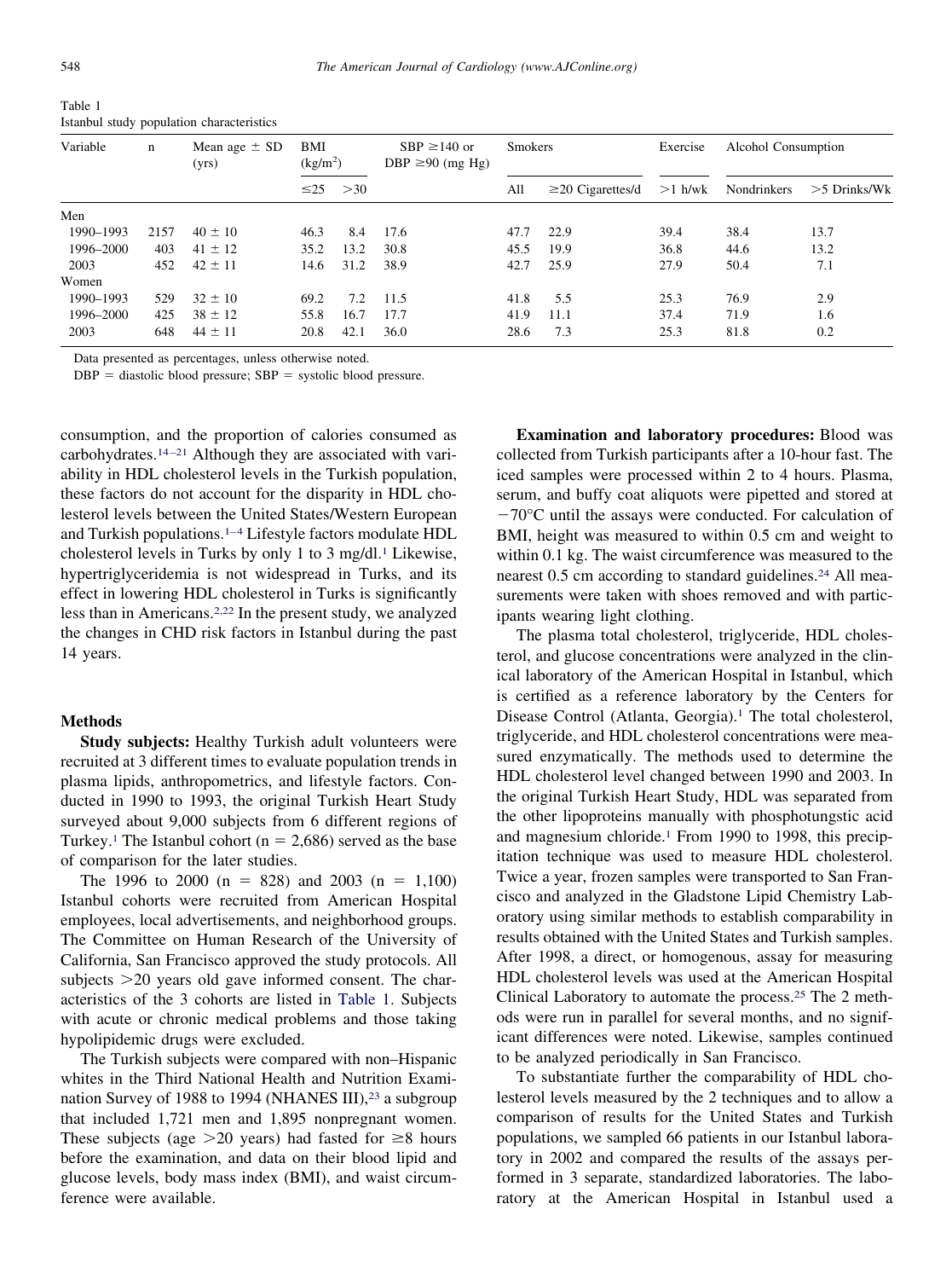Table 1
Istanbul study population characteristics

| Variable | n | Mean age ± SD (yrs) | BMI (kg/m$^2$) | | SBP ≥140 or DBP ≥90 (mg Hg) | Smokers | | Exercise | Alcohol Consumption | |
|---|---|---|---|---|---|---|---|---|---|---|
| | | | ≤25 | >30 | | All | ≥20 Cigarettes/d | >1 h/wk | Nondrinkers | >5 Drinks/Wk |
| Men | | | | | | | | | | |
| 1990–1993 | 2157 | 40 ± 10 | 46.3 | 8.4 | 17.6 | 47.7 | 22.9 | 39.4 | 38.4 | 13.7 |
| 1996–2000 | 403 | 41 ± 12 | 35.2 | 13.2 | 30.8 | 45.5 | 19.9 | 36.8 | 44.6 | 13.2 |
| 2003 | 452 | 42 ± 11 | 14.6 | 31.2 | 38.9 | 42.7 | 25.9 | 27.9 | 50.4 | 7.1 |
| Women | | | | | | | | | | |
| 1990–1993 | 529 | 32 ± 10 | 69.2 | 7.2 | 11.5 | 41.8 | 5.5 | 25.3 | 76.9 | 2.9 |
| 1996–2000 | 425 | 38 ± 12 | 55.8 | 16.7 | 17.7 | 41.9 | 11.1 | 37.4 | 71.9 | 1.6 |
| 2003 | 648 | 44 ± 11 | 20.8 | 42.1 | 36.0 | 28.6 | 7.3 | 25.3 | 81.8 | 0.2 |

Data presented as percentages, unless otherwise noted.

DBP = diastolic blood pressure; SBP = systolic blood pressure.

consumption, and the proportion of calories consumed as carbohydrates.[14–21] Although they are associated with variability in HDL cholesterol levels in the Turkish population, these factors do not account for the disparity in HDL cholesterol levels between the United States/Western European and Turkish populations.[1–4] Lifestyle factors modulate HDL cholesterol levels in Turks by only 1 to 3 mg/dl.[1] Likewise, hypertriglyceridemia is not widespread in Turks, and its effect in lowering HDL cholesterol in Turks is significantly less than in Americans.[2,22] In the present study, we analyzed the changes in CHD risk factors in Istanbul during the past 14 years.

## Methods

**Study subjects:** Healthy Turkish adult volunteers were recruited at 3 different times to evaluate population trends in plasma lipids, anthropometrics, and lifestyle factors. Conducted in 1990 to 1993, the original Turkish Heart Study surveyed about 9,000 subjects from 6 different regions of Turkey.[1] The Istanbul cohort (n = 2,686) served as the base of comparison for the later studies.

The 1996 to 2000 (n = 828) and 2003 (n = 1,100) Istanbul cohorts were recruited from American Hospital employees, local advertisements, and neighborhood groups. The Committee on Human Research of the University of California, San Francisco approved the study protocols. All subjects >20 years old gave informed consent. The characteristics of the 3 cohorts are listed in Table 1. Subjects with acute or chronic medical problems and those taking hypolipidemic drugs were excluded.

The Turkish subjects were compared with non–Hispanic whites in the Third National Health and Nutrition Examination Survey of 1988 to 1994 (NHANES III),[23] a subgroup that included 1,721 men and 1,895 nonpregnant women. These subjects (age >20 years) had fasted for ≥8 hours before the examination, and data on their blood lipid and glucose levels, body mass index (BMI), and waist circumference were available.

**Examination and laboratory procedures:** Blood was collected from Turkish participants after a 10-hour fast. The iced samples were processed within 2 to 4 hours. Plasma, serum, and buffy coat aliquots were pipetted and stored at −70°C until the assays were conducted. For calculation of BMI, height was measured to within 0.5 cm and weight to within 0.1 kg. The waist circumference was measured to the nearest 0.5 cm according to standard guidelines.[24] All measurements were taken with shoes removed and with participants wearing light clothing.

The plasma total cholesterol, triglyceride, HDL cholesterol, and glucose concentrations were analyzed in the clinical laboratory of the American Hospital in Istanbul, which is certified as a reference laboratory by the Centers for Disease Control (Atlanta, Georgia).[1] The total cholesterol, triglyceride, and HDL cholesterol concentrations were measured enzymatically. The methods used to determine the HDL cholesterol level changed between 1990 and 2003. In the original Turkish Heart Study, HDL was separated from the other lipoproteins manually with phosphotungstic acid and magnesium chloride.[1] From 1990 to 1998, this precipitation technique was used to measure HDL cholesterol. Twice a year, frozen samples were transported to San Francisco and analyzed in the Gladstone Lipid Chemistry Laboratory using similar methods to establish comparability in results obtained with the United States and Turkish samples. After 1998, a direct, or homogenous, assay for measuring HDL cholesterol levels was used at the American Hospital Clinical Laboratory to automate the process.[25] The 2 methods were run in parallel for several months, and no significant differences were noted. Likewise, samples continued to be analyzed periodically in San Francisco.

To substantiate further the comparability of HDL cholesterol levels measured by the 2 techniques and to allow a comparison of results for the United States and Turkish populations, we sampled 66 patients in our Istanbul laboratory in 2002 and compared the results of the assays performed in 3 separate, standardized laboratories. The laboratory at the American Hospital in Istanbul used a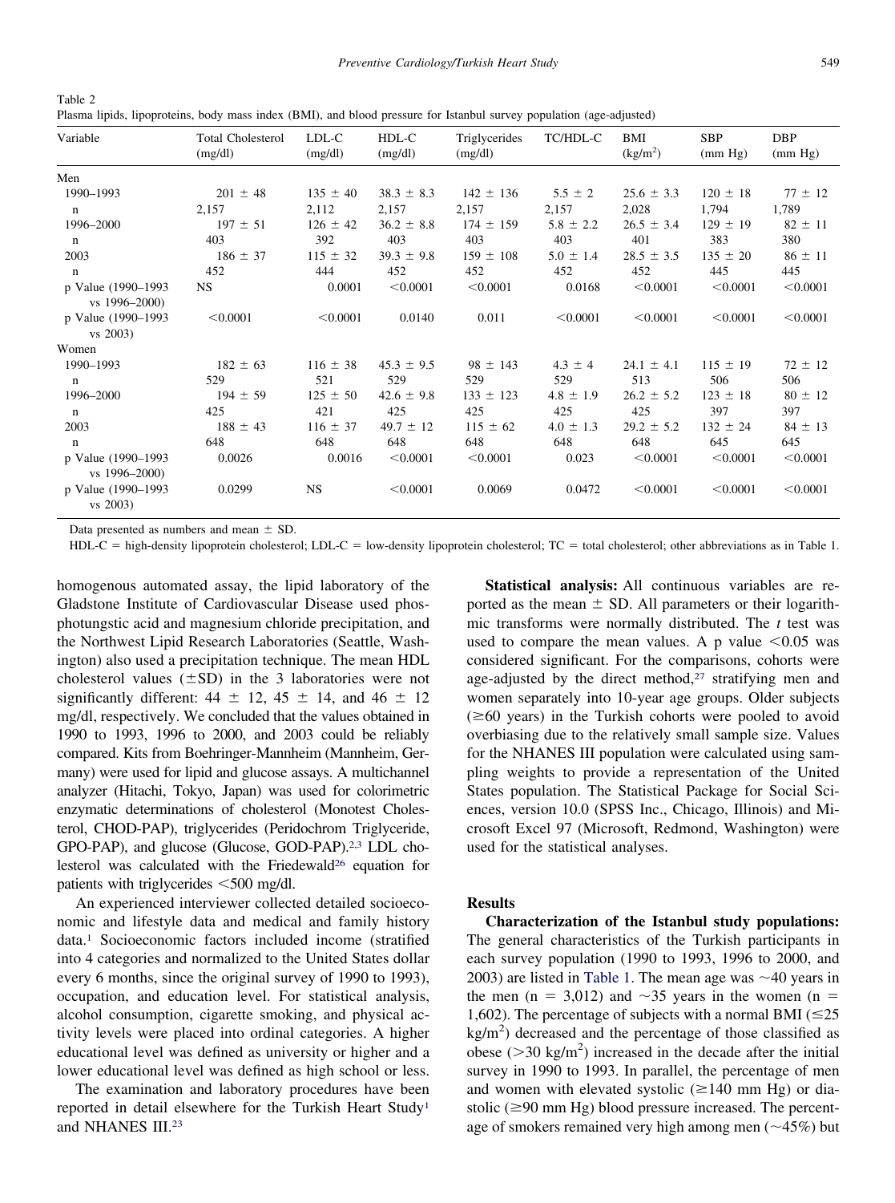Table 2
Plasma lipids, lipoproteins, body mass index (BMI), and blood pressure for Istanbul survey population (age-adjusted)

| Variable | Total Cholesterol (mg/dl) | LDL-C (mg/dl) | HDL-C (mg/dl) | Triglycerides (mg/dl) | TC/HDL-C | BMI (kg/m$^2$) | SBP (mm Hg) | DBP (mm Hg) |
|---|---|---|---|---|---|---|---|---|
| Men | | | | | | | | |
| 1990–1993 | 201 ± 48 | 135 ± 40 | 38.3 ± 8.3 | 142 ± 136 | 5.5 ± 2 | 25.6 ± 3.3 | 120 ± 18 | 77 ± 12 |
| n | 2,157 | 2,112 | 2,157 | 2,157 | 2,157 | 2,028 | 1,794 | 1,789 |
| 1996–2000 | 197 ± 51 | 126 ± 42 | 36.2 ± 8.8 | 174 ± 159 | 5.8 ± 2.2 | 26.5 ± 3.4 | 129 ± 19 | 82 ± 11 |
| n | 403 | 392 | 403 | 403 | 403 | 401 | 383 | 380 |
| 2003 | 186 ± 37 | 115 ± 32 | 39.3 ± 9.8 | 159 ± 108 | 5.0 ± 1.4 | 28.5 ± 3.5 | 135 ± 20 | 86 ± 11 |
| n | 452 | 444 | 452 | 452 | 452 | 452 | 445 | 445 |
| p Value (1990–1993 vs 1996–2000) | NS | 0.0001 | <0.0001 | <0.0001 | 0.0168 | <0.0001 | <0.0001 | <0.0001 |
| p Value (1990–1993 vs 2003) | <0.0001 | <0.0001 | 0.0140 | 0.011 | <0.0001 | <0.0001 | <0.0001 | <0.0001 |
| Women | | | | | | | | |
| 1990–1993 | 182 ± 63 | 116 ± 38 | 45.3 ± 9.5 | 98 ± 143 | 4.3 ± 4 | 24.1 ± 4.1 | 115 ± 19 | 72 ± 12 |
| n | 529 | 521 | 529 | 529 | 529 | 513 | 506 | 506 |
| 1996–2000 | 194 ± 59 | 125 ± 50 | 42.6 ± 9.8 | 133 ± 123 | 4.8 ± 1.9 | 26.2 ± 5.2 | 123 ± 18 | 80 ± 12 |
| n | 425 | 421 | 425 | 425 | 425 | 425 | 397 | 397 |
| 2003 | 188 ± 43 | 116 ± 37 | 49.7 ± 12 | 115 ± 62 | 4.0 ± 1.3 | 29.2 ± 5.2 | 132 ± 24 | 84 ± 13 |
| n | 648 | 648 | 648 | 648 | 648 | 648 | 645 | 645 |
| p Value (1990–1993 vs 1996–2000) | 0.0026 | 0.0016 | <0.0001 | <0.0001 | 0.023 | <0.0001 | <0.0001 | <0.0001 |
| p Value (1990–1993 vs 2003) | 0.0299 | NS | <0.0001 | 0.0069 | 0.0472 | <0.0001 | <0.0001 | <0.0001 |

Data presented as numbers and mean ± SD.

HDL-C = high-density lipoprotein cholesterol; LDL-C = low-density lipoprotein cholesterol; TC = total cholesterol; other abbreviations as in Table 1.

homogenous automated assay, the lipid laboratory of the Gladstone Institute of Cardiovascular Disease used phosphotungstic acid and magnesium chloride precipitation, and the Northwest Lipid Research Laboratories (Seattle, Washington) also used a precipitation technique. The mean HDL cholesterol values (±SD) in the 3 laboratories were not significantly different: 44 ± 12, 45 ± 14, and 46 ± 12 mg/dl, respectively. We concluded that the values obtained in 1990 to 1993, 1996 to 2000, and 2003 could be reliably compared. Kits from Boehringer-Mannheim (Mannheim, Germany) were used for lipid and glucose assays. A multichannel analyzer (Hitachi, Tokyo, Japan) was used for colorimetric enzymatic determinations of cholesterol (Monotest Cholesterol, CHOD-PAP), triglycerides (Peridochrom Triglyceride, GPO-PAP), and glucose (Glucose, GOD-PAP).[2,3] LDL cholesterol was calculated with the Friedewald[26] equation for patients with triglycerides <500 mg/dl.

An experienced interviewer collected detailed socioeconomic and lifestyle data and medical and family history data.[1] Socioeconomic factors included income (stratified into 4 categories and normalized to the United States dollar every 6 months, since the original survey of 1990 to 1993), occupation, and education level. For statistical analysis, alcohol consumption, cigarette smoking, and physical activity levels were placed into ordinal categories. A higher educational level was defined as university or higher and a lower educational level was defined as high school or less.

The examination and laboratory procedures have been reported in detail elsewhere for the Turkish Heart Study[1] and NHANES III.[23]

**Statistical analysis:** All continuous variables are reported as the mean ± SD. All parameters or their logarithmic transforms were normally distributed. The *t* test was used to compare the mean values. A p value <0.05 was considered significant. For the comparisons, cohorts were age-adjusted by the direct method,[27] stratifying men and women separately into 10-year age groups. Older subjects (≥60 years) in the Turkish cohorts were pooled to avoid overbiasing due to the relatively small sample size. Values for the NHANES III population were calculated using sampling weights to provide a representation of the United States population. The Statistical Package for Social Sciences, version 10.0 (SPSS Inc., Chicago, Illinois) and Microsoft Excel 97 (Microsoft, Redmond, Washington) were used for the statistical analyses.

## Results

**Characterization of the Istanbul study populations:** The general characteristics of the Turkish participants in each survey population (1990 to 1993, 1996 to 2000, and 2003) are listed in Table 1. The mean age was ~40 years in the men (n = 3,012) and ~35 years in the women (n = 1,602). The percentage of subjects with a normal BMI (≤25 kg/m$^2$) decreased and the percentage of those classified as obese (>30 kg/m$^2$) increased in the decade after the initial survey in 1990 to 1993. In parallel, the percentage of men and women with elevated systolic (≥140 mm Hg) or diastolic (≥90 mm Hg) blood pressure increased. The percentage of smokers remained very high among men (~45%) but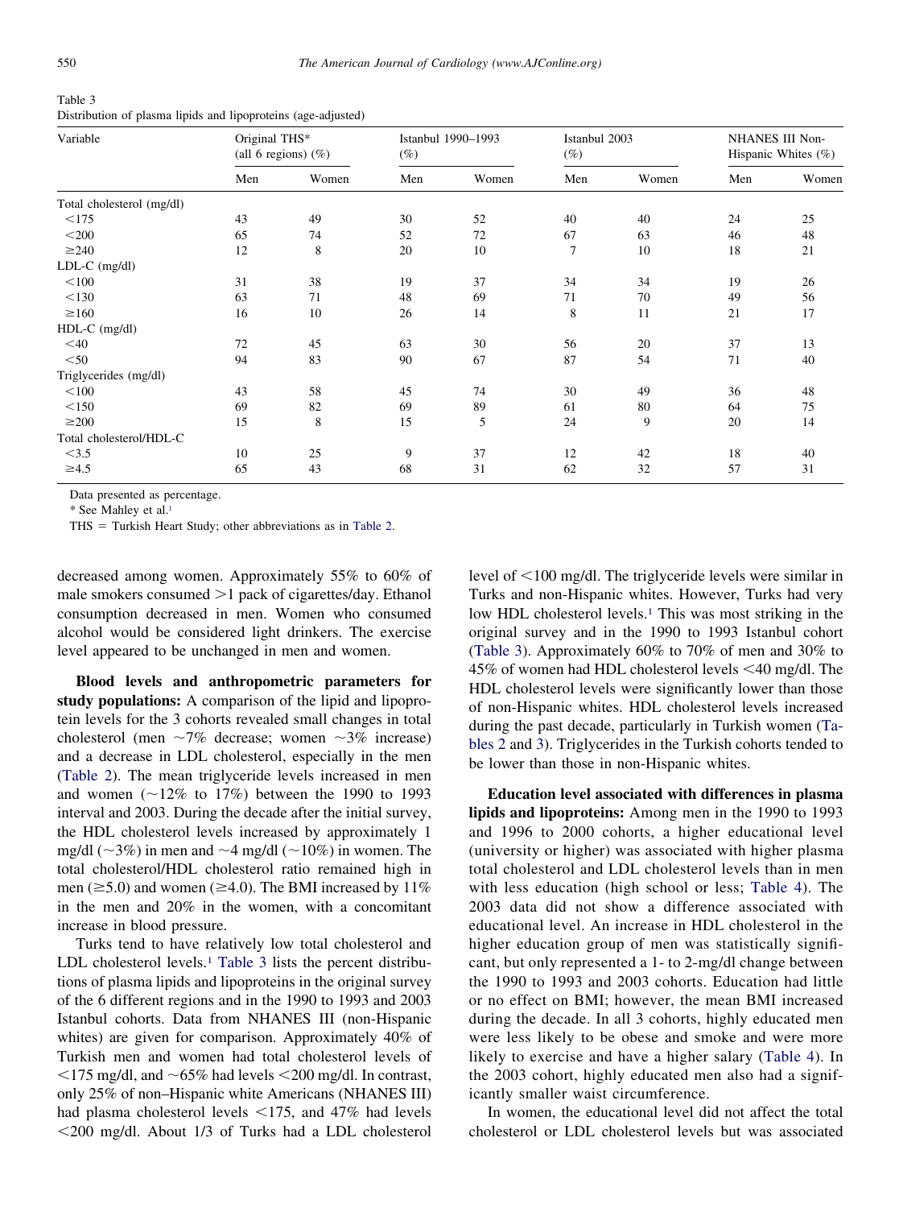Table 3
Distribution of plasma lipids and lipoproteins (age-adjusted)

| Variable | Original THS* (all 6 regions) (%) | | Istanbul 1990–1993 (%) | | Istanbul 2003 (%) | | NHANES III Non-Hispanic Whites (%) | |
|---|---|---|---|---|---|---|---|---|
| | Men | Women | Men | Women | Men | Women | Men | Women |
| Total cholesterol (mg/dl) | | | | | | | | |
| <175 | 43 | 49 | 30 | 52 | 40 | 40 | 24 | 25 |
| <200 | 65 | 74 | 52 | 72 | 67 | 63 | 46 | 48 |
| ≥240 | 12 | 8 | 20 | 10 | 7 | 10 | 18 | 21 |
| LDL-C (mg/dl) | | | | | | | | |
| <100 | 31 | 38 | 19 | 37 | 34 | 34 | 19 | 26 |
| <130 | 63 | 71 | 48 | 69 | 71 | 70 | 49 | 56 |
| ≥160 | 16 | 10 | 26 | 14 | 8 | 11 | 21 | 17 |
| HDL-C (mg/dl) | | | | | | | | |
| <40 | 72 | 45 | 63 | 30 | 56 | 20 | 37 | 13 |
| <50 | 94 | 83 | 90 | 67 | 87 | 54 | 71 | 40 |
| Triglycerides (mg/dl) | | | | | | | | |
| <100 | 43 | 58 | 45 | 74 | 30 | 49 | 36 | 48 |
| <150 | 69 | 82 | 69 | 89 | 61 | 80 | 64 | 75 |
| ≥200 | 15 | 8 | 15 | 5 | 24 | 9 | 20 | 14 |
| Total cholesterol/HDL-C | | | | | | | | |
| <3.5 | 10 | 25 | 9 | 37 | 12 | 42 | 18 | 40 |
| ≥4.5 | 65 | 43 | 68 | 31 | 62 | 32 | 57 | 31 |

Data presented as percentage.

* See Mahley et al.[1]

THS = Turkish Heart Study; other abbreviations as in Table 2.

decreased among women. Approximately 55% to 60% of male smokers consumed >1 pack of cigarettes/day. Ethanol consumption decreased in men. Women who consumed alcohol would be considered light drinkers. The exercise level appeared to be unchanged in men and women.

**Blood levels and anthropometric parameters for study populations:** A comparison of the lipid and lipoprotein levels for the 3 cohorts revealed small changes in total cholesterol (men ~7% decrease; women ~3% increase) and a decrease in LDL cholesterol, especially in the men (Table 2). The mean triglyceride levels increased in men and women (~12% to 17%) between the 1990 to 1993 interval and 2003. During the decade after the initial survey, the HDL cholesterol levels increased by approximately 1 mg/dl (~3%) in men and ~4 mg/dl (~10%) in women. The total cholesterol/HDL cholesterol ratio remained high in men (≥5.0) and women (≥4.0). The BMI increased by 11% in the men and 20% in the women, with a concomitant increase in blood pressure.

Turks tend to have relatively low total cholesterol and LDL cholesterol levels.[1] Table 3 lists the percent distributions of plasma lipids and lipoproteins in the original survey of the 6 different regions and in the 1990 to 1993 and 2003 Istanbul cohorts. Data from NHANES III (non-Hispanic whites) are given for comparison. Approximately 40% of Turkish men and women had total cholesterol levels of <175 mg/dl, and ~65% had levels <200 mg/dl. In contrast, only 25% of non–Hispanic white Americans (NHANES III) had plasma cholesterol levels <175, and 47% had levels <200 mg/dl. About 1/3 of Turks had a LDL cholesterol level of <100 mg/dl. The triglyceride levels were similar in Turks and non-Hispanic whites. However, Turks had very low HDL cholesterol levels.[1] This was most striking in the original survey and in the 1990 to 1993 Istanbul cohort (Table 3). Approximately 60% to 70% of men and 30% to 45% of women had HDL cholesterol levels <40 mg/dl. The HDL cholesterol levels were significantly lower than those of non-Hispanic whites. HDL cholesterol levels increased during the past decade, particularly in Turkish women (Tables 2 and 3). Triglycerides in the Turkish cohorts tended to be lower than those in non-Hispanic whites.

**Education level associated with differences in plasma lipids and lipoproteins:** Among men in the 1990 to 1993 and 1996 to 2000 cohorts, a higher educational level (university or higher) was associated with higher plasma total cholesterol and LDL cholesterol levels than in men with less education (high school or less; Table 4). The 2003 data did not show a difference associated with educational level. An increase in HDL cholesterol in the higher education group of men was statistically significant, but only represented a 1- to 2-mg/dl change between the 1990 to 1993 and 2003 cohorts. Education had little or no effect on BMI; however, the mean BMI increased during the decade. In all 3 cohorts, highly educated men were less likely to be obese and smoke and were more likely to exercise and have a higher salary (Table 4). In the 2003 cohort, highly educated men also had a significantly smaller waist circumference.

In women, the educational level did not affect the total cholesterol or LDL cholesterol levels but was associated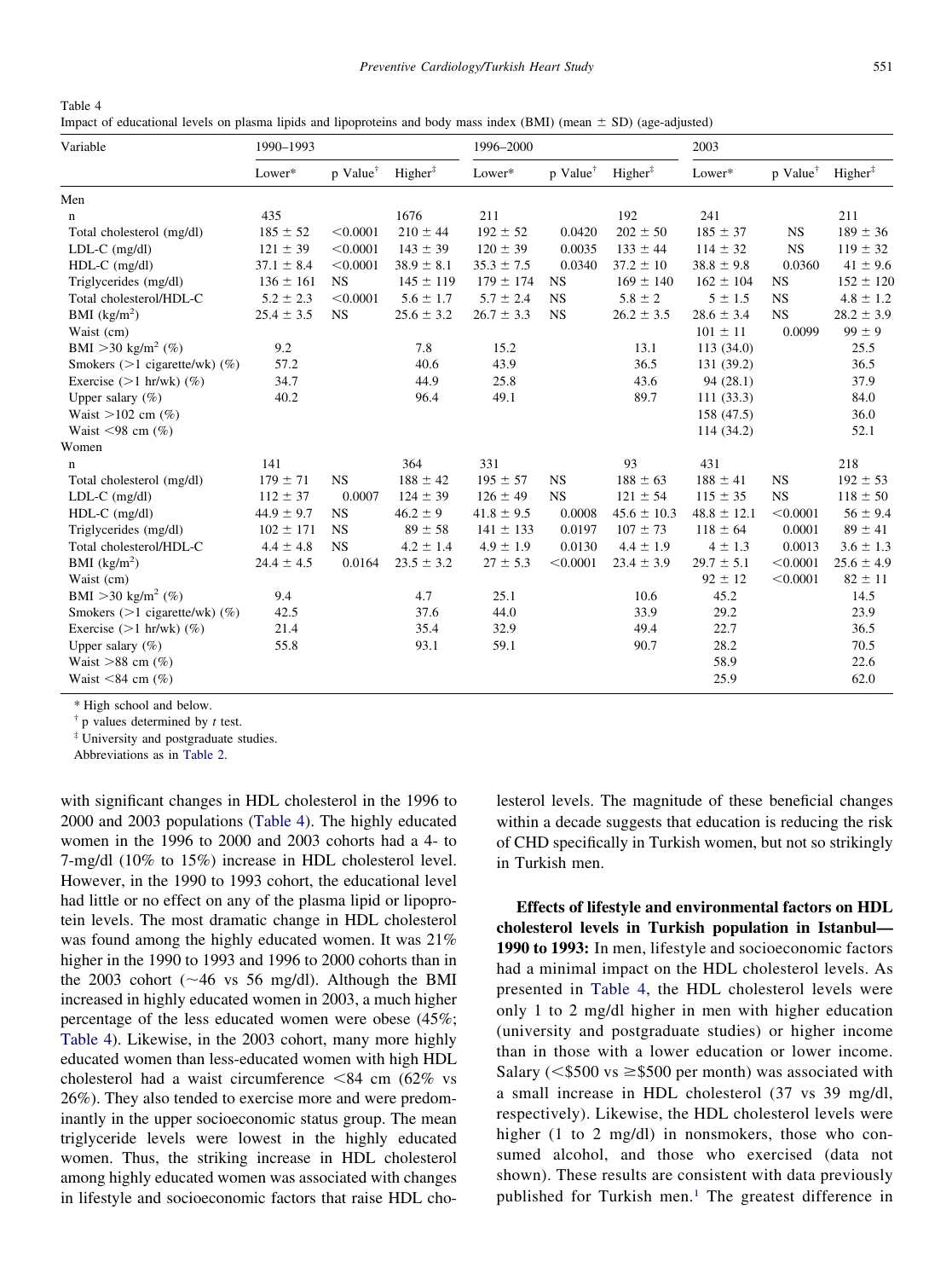Table 4

Impact of educational levels on plasma lipids and lipoproteins and body mass index (BMI) (mean ± SD) (age-adjusted)

| Variable | 1990–1993 | | | 1996–2000 | | | 2003 | | |
|---|---|---|---|---|---|---|---|---|---|
| | Lower* | p Value† | Higher‡ | Lower* | p Value† | Higher‡ | Lower* | p Value† | Higher‡ |
| Men | | | | | | | | | |
| n | 435 | | 1676 | 211 | | 192 | 241 | | 211 |
| Total cholesterol (mg/dl) | 185 ± 52 | <0.0001 | 210 ± 44 | 192 ± 52 | 0.0420 | 202 ± 50 | 185 ± 37 | NS | 189 ± 36 |
| LDL-C (mg/dl) | 121 ± 39 | <0.0001 | 143 ± 39 | 120 ± 39 | 0.0035 | 133 ± 44 | 114 ± 32 | NS | 119 ± 32 |
| HDL-C (mg/dl) | 37.1 ± 8.4 | <0.0001 | 38.9 ± 8.1 | 35.3 ± 7.5 | 0.0340 | 37.2 ± 10 | 38.8 ± 9.8 | 0.0360 | 41 ± 9.6 |
| Triglycerides (mg/dl) | 136 ± 161 | NS | 145 ± 119 | 179 ± 174 | NS | 169 ± 140 | 162 ± 104 | NS | 152 ± 120 |
| Total cholesterol/HDL-C | 5.2 ± 2.3 | <0.0001 | 5.6 ± 1.7 | 5.7 ± 2.4 | NS | 5.8 ± 2 | 5 ± 1.5 | NS | 4.8 ± 1.2 |
| BMI (kg/m²) | 25.4 ± 3.5 | NS | 25.6 ± 3.2 | 26.7 ± 3.3 | NS | 26.2 ± 3.5 | 28.6 ± 3.4 | NS | 28.2 ± 3.9 |
| Waist (cm) | | | | | | | 101 ± 11 | 0.0099 | 99 ± 9 |
| BMI >30 kg/m² (%) | 9.2 | | 7.8 | 15.2 | | 13.1 | 113 (34.0) | | 25.5 |
| Smokers (>1 cigarette/wk) (%) | 57.2 | | 40.6 | 43.9 | | 36.5 | 131 (39.2) | | 36.5 |
| Exercise (>1 hr/wk) (%) | 34.7 | | 44.9 | 25.8 | | 43.6 | 94 (28.1) | | 37.9 |
| Upper salary (%) | 40.2 | | 96.4 | 49.1 | | 89.7 | 111 (33.3) | | 84.0 |
| Waist >102 cm (%) | | | | | | | 158 (47.5) | | 36.0 |
| Waist <98 cm (%) | | | | | | | 114 (34.2) | | 52.1 |
| Women | | | | | | | | | |
| n | 141 | | 364 | 331 | | 93 | 431 | | 218 |
| Total cholesterol (mg/dl) | 179 ± 71 | NS | 188 ± 42 | 195 ± 57 | NS | 188 ± 63 | 188 ± 41 | NS | 192 ± 53 |
| LDL-C (mg/dl) | 112 ± 37 | 0.0007 | 124 ± 39 | 126 ± 49 | NS | 121 ± 54 | 115 ± 35 | NS | 118 ± 50 |
| HDL-C (mg/dl) | 44.9 ± 9.7 | NS | 46.2 ± 9 | 41.8 ± 9.5 | 0.0008 | 45.6 ± 10.3 | 48.8 ± 12.1 | <0.0001 | 56 ± 9.4 |
| Triglycerides (mg/dl) | 102 ± 171 | NS | 89 ± 58 | 141 ± 133 | 0.0197 | 107 ± 73 | 118 ± 64 | 0.0001 | 89 ± 41 |
| Total cholesterol/HDL-C | 4.4 ± 4.8 | NS | 4.2 ± 1.4 | 4.9 ± 1.9 | 0.0130 | 4.4 ± 1.9 | 4 ± 1.3 | 0.0013 | 3.6 ± 1.3 |
| BMI (kg/m²) | 24.4 ± 4.5 | 0.0164 | 23.5 ± 3.2 | 27 ± 5.3 | <0.0001 | 23.4 ± 3.9 | 29.7 ± 5.1 | <0.0001 | 25.6 ± 4.9 |
| Waist (cm) | | | | | | | 92 ± 12 | <0.0001 | 82 ± 11 |
| BMI >30 kg/m² (%) | 9.4 | | 4.7 | 25.1 | | 10.6 | 45.2 | | 14.5 |
| Smokers (>1 cigarette/wk) (%) | 42.5 | | 37.6 | 44.0 | | 33.9 | 29.2 | | 23.9 |
| Exercise (>1 hr/wk) (%) | 21.4 | | 35.4 | 32.9 | | 49.4 | 22.7 | | 36.5 |
| Upper salary (%) | 55.8 | | 93.1 | 59.1 | | 90.7 | 28.2 | | 70.5 |
| Waist >88 cm (%) | | | | | | | 58.9 | | 22.6 |
| Waist <84 cm (%) | | | | | | | 25.9 | | 62.0 |

\* High school and below.

† p values determined by *t* test.

‡ University and postgraduate studies.

Abbreviations as in Table 2.

with significant changes in HDL cholesterol in the 1996 to 2000 and 2003 populations (Table 4). The highly educated women in the 1996 to 2000 and 2003 cohorts had a 4- to 7-mg/dl (10% to 15%) increase in HDL cholesterol level. However, in the 1990 to 1993 cohort, the educational level had little or no effect on any of the plasma lipid or lipoprotein levels. The most dramatic change in HDL cholesterol was found among the highly educated women. It was 21% higher in the 1990 to 1993 and 1996 to 2000 cohorts than in the 2003 cohort (~46 vs 56 mg/dl). Although the BMI increased in highly educated women in 2003, a much higher percentage of the less educated women were obese (45%; Table 4). Likewise, in the 2003 cohort, many more highly educated women than less-educated women with high HDL cholesterol had a waist circumference <84 cm (62% vs 26%). They also tended to exercise more and were predominantly in the upper socioeconomic status group. The mean triglyceride levels were lowest in the highly educated women. Thus, the striking increase in HDL cholesterol among highly educated women was associated with changes in lifestyle and socioeconomic factors that raise HDL cholesterol levels. The magnitude of these beneficial changes within a decade suggests that education is reducing the risk of CHD specifically in Turkish women, but not so strikingly in Turkish men.

**Effects of lifestyle and environmental factors on HDL cholesterol levels in Turkish population in Istanbul—1990 to 1993:** In men, lifestyle and socioeconomic factors had a minimal impact on the HDL cholesterol levels. As presented in Table 4, the HDL cholesterol levels were only 1 to 2 mg/dl higher in men with higher education (university and postgraduate studies) or higher income than in those with a lower education or lower income. Salary (<$500 vs ≥$500 per month) was associated with a small increase in HDL cholesterol (37 vs 39 mg/dl, respectively). Likewise, the HDL cholesterol levels were higher (1 to 2 mg/dl) in nonsmokers, those who consumed alcohol, and those who exercised (data not shown). These results are consistent with data previously published for Turkish men.[1] The greatest difference in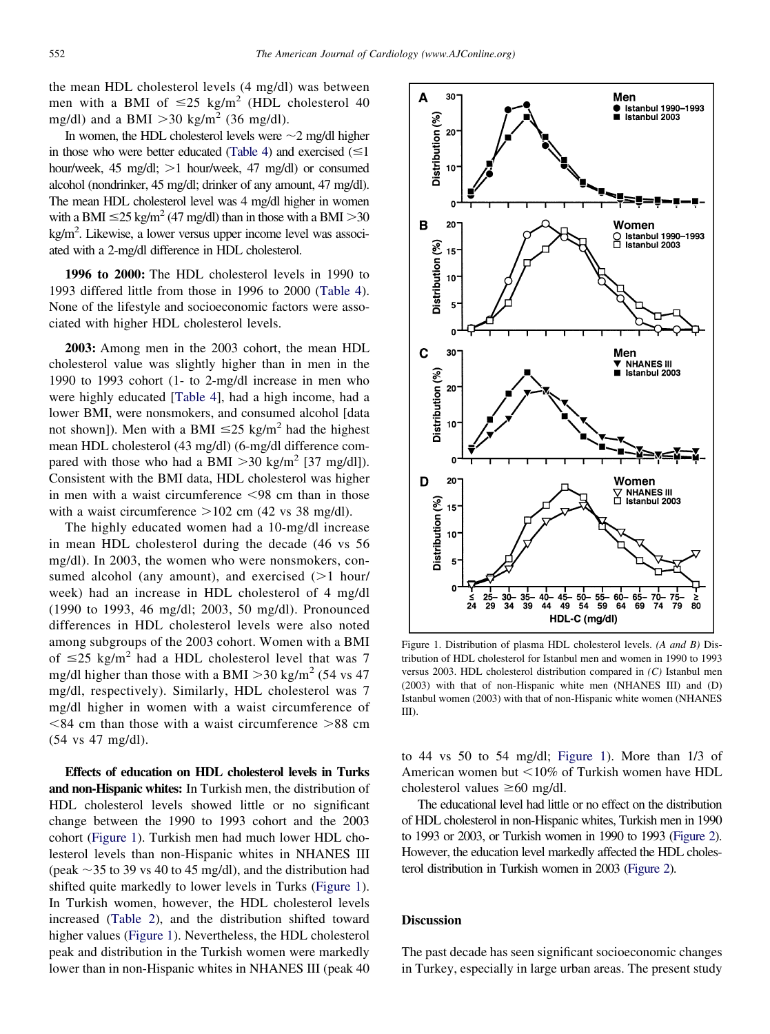the mean HDL cholesterol levels (4 mg/dl) was between men with a BMI of $\leq$25 kg/m$^2$ (HDL cholesterol 40 mg/dl) and a BMI >30 kg/m$^2$ (36 mg/dl).

In women, the HDL cholesterol levels were ~2 mg/dl higher in those who were better educated (Table 4) and exercised ($\leq$1 hour/week, 45 mg/dl; >1 hour/week, 47 mg/dl) or consumed alcohol (nondrinker, 45 mg/dl; drinker of any amount, 47 mg/dl). The mean HDL cholesterol level was 4 mg/dl higher in women with a BMI $\leq$25 kg/m$^2$ (47 mg/dl) than in those with a BMI >30 kg/m$^2$. Likewise, a lower versus upper income level was associated with a 2-mg/dl difference in HDL cholesterol.

**1996 to 2000:** The HDL cholesterol levels in 1990 to 1993 differed little from those in 1996 to 2000 (Table 4). None of the lifestyle and socioeconomic factors were associated with higher HDL cholesterol levels.

**2003:** Among men in the 2003 cohort, the mean HDL cholesterol value was slightly higher than in men in the 1990 to 1993 cohort (1- to 2-mg/dl increase in men who were highly educated [Table 4], had a high income, had a lower BMI, were nonsmokers, and consumed alcohol [data not shown]). Men with a BMI $\leq$25 kg/m$^2$ had the highest mean HDL cholesterol (43 mg/dl) (6-mg/dl difference compared with those who had a BMI >30 kg/m$^2$ [37 mg/dl]). Consistent with the BMI data, HDL cholesterol was higher in men with a waist circumference <98 cm than in those with a waist circumference >102 cm (42 vs 38 mg/dl).

The highly educated women had a 10-mg/dl increase in mean HDL cholesterol during the decade (46 vs 56 mg/dl). In 2003, the women who were nonsmokers, consumed alcohol (any amount), and exercised (>1 hour/week) had an increase in HDL cholesterol of 4 mg/dl (1990 to 1993, 46 mg/dl; 2003, 50 mg/dl). Pronounced differences in HDL cholesterol levels were also noted among subgroups of the 2003 cohort. Women with a BMI of $\leq$25 kg/m$^2$ had a HDL cholesterol level that was 7 mg/dl higher than those with a BMI >30 kg/m$^2$ (54 vs 47 mg/dl, respectively). Similarly, HDL cholesterol was 7 mg/dl higher in women with a waist circumference of <84 cm than those with a waist circumference >88 cm (54 vs 47 mg/dl).

**Effects of education on HDL cholesterol levels in Turks and non-Hispanic whites:** In Turkish men, the distribution of HDL cholesterol levels showed little or no significant change between the 1990 to 1993 cohort and the 2003 cohort (Figure 1). Turkish men had much lower HDL cholesterol levels than non-Hispanic whites in NHANES III (peak ~35 to 39 vs 40 to 45 mg/dl), and the distribution had shifted quite markedly to lower levels in Turks (Figure 1). In Turkish women, however, the HDL cholesterol levels increased (Table 2), and the distribution shifted toward higher values (Figure 1). Nevertheless, the HDL cholesterol peak and distribution in the Turkish women were markedly lower than in non-Hispanic whites in NHANES III (peak 40 to 44 vs 50 to 54 mg/dl; Figure 1). More than 1/3 of American women but <10% of Turkish women have HDL cholesterol values $\geq$60 mg/dl.

The educational level had little or no effect on the distribution of HDL cholesterol in non-Hispanic whites, Turkish men in 1990 to 1993 or 2003, or Turkish women in 1990 to 1993 (Figure 2). However, the education level markedly affected the HDL cholesterol distribution in Turkish women in 2003 (Figure 2).

Figure 1. Distribution of plasma HDL cholesterol levels. *(A and B)* Distribution of HDL cholesterol for Istanbul men and women in 1990 to 1993 versus 2003. HDL cholesterol distribution compared in *(C)* Istanbul men (2003) with that of non-Hispanic white men (NHANES III) and (D) Istanbul women (2003) with that of non-Hispanic white women (NHANES III).

## Discussion

The past decade has seen significant socioeconomic changes in Turkey, especially in large urban areas. The present study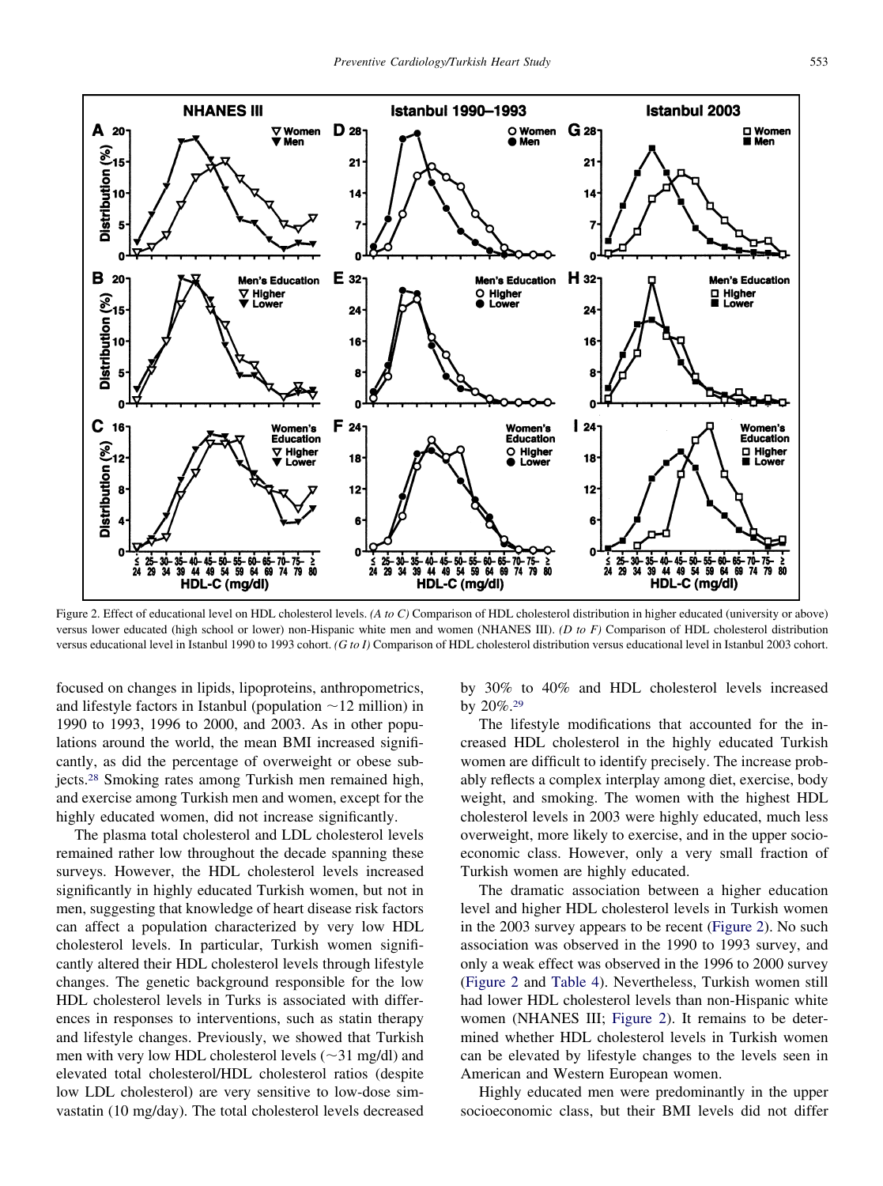Figure 2. Effect of educational level on HDL cholesterol levels. *(A to C)* Comparison of HDL cholesterol distribution in higher educated (university or above) versus lower educated (high school or lower) non-Hispanic white men and women (NHANES III). *(D to F)* Comparison of HDL cholesterol distribution versus educational level in Istanbul 1990 to 1993 cohort. *(G to I)* Comparison of HDL cholesterol distribution versus educational level in Istanbul 2003 cohort.

focused on changes in lipids, lipoproteins, anthropometrics, and lifestyle factors in Istanbul (population ~12 million) in 1990 to 1993, 1996 to 2000, and 2003. As in other populations around the world, the mean BMI increased significantly, as did the percentage of overweight or obese subjects.[28] Smoking rates among Turkish men remained high, and exercise among Turkish men and women, except for the highly educated women, did not increase significantly.

The plasma total cholesterol and LDL cholesterol levels remained rather low throughout the decade spanning these surveys. However, the HDL cholesterol levels increased significantly in highly educated Turkish women, but not in men, suggesting that knowledge of heart disease risk factors can affect a population characterized by very low HDL cholesterol levels. In particular, Turkish women significantly altered their HDL cholesterol levels through lifestyle changes. The genetic background responsible for the low HDL cholesterol levels in Turks is associated with differences in responses to interventions, such as statin therapy and lifestyle changes. Previously, we showed that Turkish men with very low HDL cholesterol levels (~31 mg/dl) and elevated total cholesterol/HDL cholesterol ratios (despite low LDL cholesterol) are very sensitive to low-dose simvastatin (10 mg/day). The total cholesterol levels decreased by 30% to 40% and HDL cholesterol levels increased by 20%.[29]

The lifestyle modifications that accounted for the increased HDL cholesterol in the highly educated Turkish women are difficult to identify precisely. The increase probably reflects a complex interplay among diet, exercise, body weight, and smoking. The women with the highest HDL cholesterol levels in 2003 were highly educated, much less overweight, more likely to exercise, and in the upper socioeconomic class. However, only a very small fraction of Turkish women are highly educated.

The dramatic association between a higher education level and higher HDL cholesterol levels in Turkish women in the 2003 survey appears to be recent (Figure 2). No such association was observed in the 1990 to 1993 survey, and only a weak effect was observed in the 1996 to 2000 survey (Figure 2 and Table 4). Nevertheless, Turkish women still had lower HDL cholesterol levels than non-Hispanic white women (NHANES III; Figure 2). It remains to be determined whether HDL cholesterol levels in Turkish women can be elevated by lifestyle changes to the levels seen in American and Western European women.

Highly educated men were predominantly in the upper socioeconomic class, but their BMI levels did not differ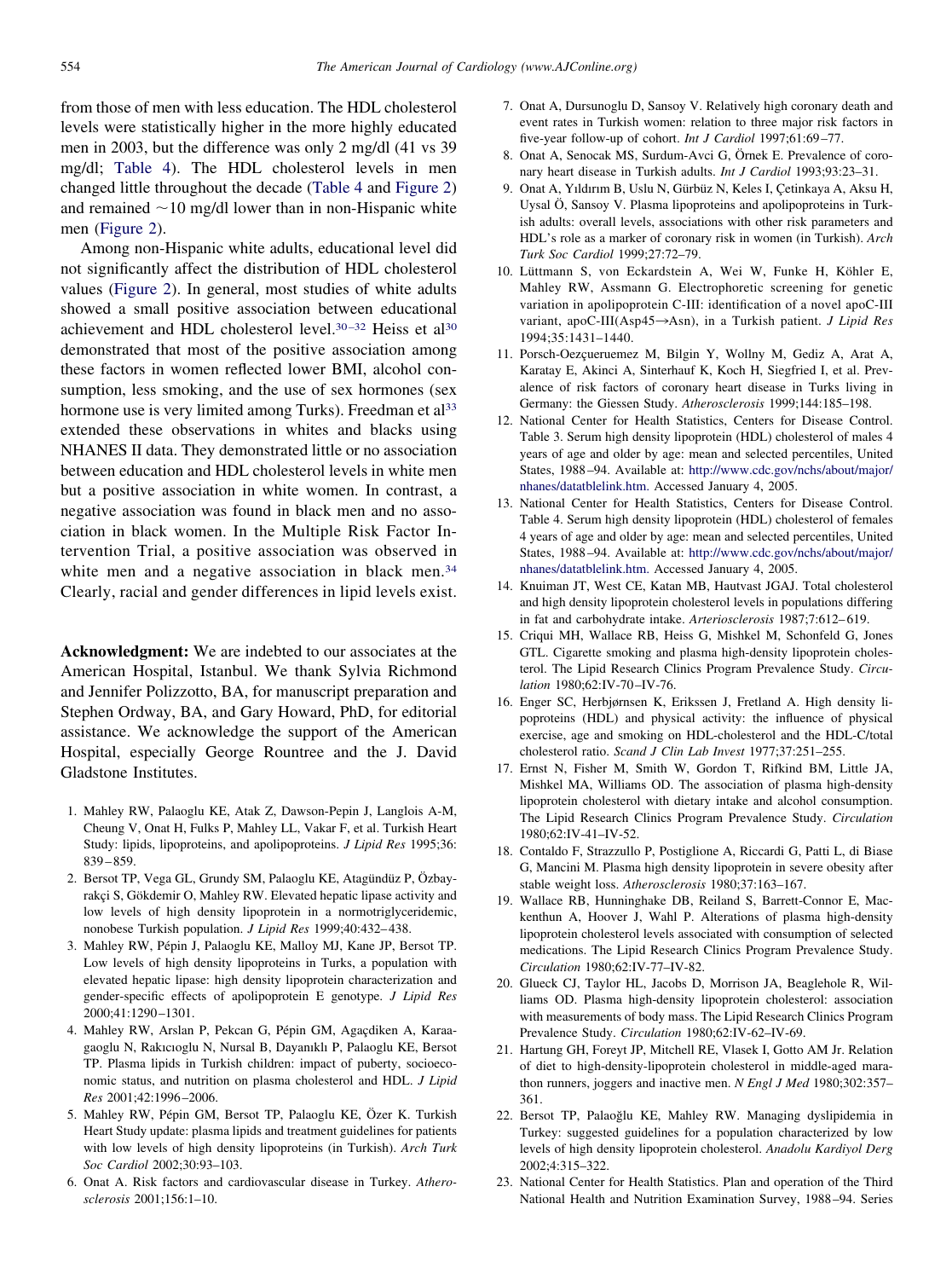from those of men with less education. The HDL cholesterol levels were statistically higher in the more highly educated men in 2003, but the difference was only 2 mg/dl (41 vs 39 mg/dl; Table 4). The HDL cholesterol levels in men changed little throughout the decade (Table 4 and Figure 2) and remained ~10 mg/dl lower than in non-Hispanic white men (Figure 2).

Among non-Hispanic white adults, educational level did not significantly affect the distribution of HDL cholesterol values (Figure 2). In general, most studies of white adults showed a small positive association between educational achievement and HDL cholesterol level.[30–32] Heiss et al[30] demonstrated that most of the positive association among these factors in women reflected lower BMI, alcohol consumption, less smoking, and the use of sex hormones (sex hormone use is very limited among Turks). Freedman et al[33] extended these observations in whites and blacks using NHANES II data. They demonstrated little or no association between education and HDL cholesterol levels in white men but a positive association in white women. In contrast, a negative association was found in black men and no association in black women. In the Multiple Risk Factor Intervention Trial, a positive association was observed in white men and a negative association in black men.[34] Clearly, racial and gender differences in lipid levels exist.

**Acknowledgment:** We are indebted to our associates at the American Hospital, Istanbul. We thank Sylvia Richmond and Jennifer Polizzotto, BA, for manuscript preparation and Stephen Ordway, BA, and Gary Howard, PhD, for editorial assistance. We acknowledge the support of the American Hospital, especially George Rountree and the J. David Gladstone Institutes.

1. Mahley RW, Palaoglu KE, Atak Z, Dawson-Pepin J, Langlois A-M, Cheung V, Onat H, Fulks P, Mahley LL, Vakar F, et al. Turkish Heart Study: lipids, lipoproteins, and apolipoproteins. *J Lipid Res* 1995;36: 839–859.
2. Bersot TP, Vega GL, Grundy SM, Palaoglu KE, Atagündüz P, Özbayrakçi S, Gökdemir O, Mahley RW. Elevated hepatic lipase activity and low levels of high density lipoprotein in a normotriglyceridemic, nonobese Turkish population. *J Lipid Res* 1999;40:432–438.
3. Mahley RW, Pépin J, Palaoglu KE, Malloy MJ, Kane JP, Bersot TP. Low levels of high density lipoproteins in Turks, a population with elevated hepatic lipase: high density lipoprotein characterization and gender-specific effects of apolipoprotein E genotype. *J Lipid Res* 2000;41:1290–1301.
4. Mahley RW, Arslan P, Pekcan G, Pépin GM, Agaçdiken A, Karaagaoglu N, Rakıcıoglu N, Nursal B, Dayanıklı P, Palaoglu KE, Bersot TP. Plasma lipids in Turkish children: impact of puberty, socioeconomic status, and nutrition on plasma cholesterol and HDL. *J Lipid Res* 2001;42:1996–2006.
5. Mahley RW, Pépin GM, Bersot TP, Palaoglu KE, Özer K. Turkish Heart Study update: plasma lipids and treatment guidelines for patients with low levels of high density lipoproteins (in Turkish). *Arch Turk Soc Cardiol* 2002;30:93–103.
6. Onat A. Risk factors and cardiovascular disease in Turkey. *Atherosclerosis* 2001;156:1–10.
7. Onat A, Dursunoglu D, Sansoy V. Relatively high coronary death and event rates in Turkish women: relation to three major risk factors in five-year follow-up of cohort. *Int J Cardiol* 1997;61:69–77.
8. Onat A, Senocak MS, Surdum-Avci G, Örnek E. Prevalence of coronary heart disease in Turkish adults. *Int J Cardiol* 1993;93:23–31.
9. Onat A, Yıldırım B, Uslu N, Gürbüz N, Keles I, Çetinkaya A, Aksu H, Uysal Ö, Sansoy V. Plasma lipoproteins and apolipoproteins in Turkish adults: overall levels, associations with other risk parameters and HDL's role as a marker of coronary risk in women (in Turkish). *Arch Turk Soc Cardiol* 1999;27:72–79.
10. Lüttmann S, von Eckardstein A, Wei W, Funke H, Köhler E, Mahley RW, Assmann G. Electrophoretic screening for genetic variation in apolipoprotein C-III: identification of a novel apoC-III variant, apoC-III(Asp45→Asn), in a Turkish patient. *J Lipid Res* 1994;35:1431–1440.
11. Porsch-Oezçueruemez M, Bilgin Y, Wollny M, Gediz A, Arat A, Karatay E, Akinci A, Sinterhauf K, Koch H, Siegfried I, et al. Prevalence of risk factors of coronary heart disease in Turks living in Germany: the Giessen Study. *Atherosclerosis* 1999;144:185–198.
12. National Center for Health Statistics, Centers for Disease Control. Table 3. Serum high density lipoprotein (HDL) cholesterol of males 4 years of age and older by age: mean and selected percentiles, United States, 1988–94. Available at: http://www.cdc.gov/nchs/about/major/nhanes/datatblelink.htm. Accessed January 4, 2005.
13. National Center for Health Statistics, Centers for Disease Control. Table 4. Serum high density lipoprotein (HDL) cholesterol of females 4 years of age and older by age: mean and selected percentiles, United States, 1988–94. Available at: http://www.cdc.gov/nchs/about/major/nhanes/datatblelink.htm. Accessed January 4, 2005.
14. Knuiman JT, West CE, Katan MB, Hautvast JGAJ. Total cholesterol and high density lipoprotein cholesterol levels in populations differing in fat and carbohydrate intake. *Arteriosclerosis* 1987;7:612–619.
15. Criqui MH, Wallace RB, Heiss G, Mishkel M, Schonfeld G, Jones GTL. Cigarette smoking and plasma high-density lipoprotein cholesterol. The Lipid Research Clinics Program Prevalence Study. *Circulation* 1980;62:IV-70–IV-76.
16. Enger SC, Herbjørnsen K, Erikssen J, Fretland A. High density lipoproteins (HDL) and physical activity: the influence of physical exercise, age and smoking on HDL-cholesterol and the HDL-C/total cholesterol ratio. *Scand J Clin Lab Invest* 1977;37:251–255.
17. Ernst N, Fisher M, Smith W, Gordon T, Rifkind BM, Little JA, Mishkel MA, Williams OD. The association of plasma high-density lipoprotein cholesterol with dietary intake and alcohol consumption. The Lipid Research Clinics Program Prevalence Study. *Circulation* 1980;62:IV-41–IV-52.
18. Contaldo F, Strazzullo P, Postiglione A, Riccardi G, Patti L, di Biase G, Mancini M. Plasma high density lipoprotein in severe obesity after stable weight loss. *Atherosclerosis* 1980;37:163–167.
19. Wallace RB, Hunninghake DB, Reiland S, Barrett-Connor E, Mackenthun A, Hoover J, Wahl P. Alterations of plasma high-density lipoprotein cholesterol levels associated with consumption of selected medications. The Lipid Research Clinics Program Prevalence Study. *Circulation* 1980;62:IV-77–IV-82.
20. Glueck CJ, Taylor HL, Jacobs D, Morrison JA, Beaglehole R, Williams OD. Plasma high-density lipoprotein cholesterol: association with measurements of body mass. The Lipid Research Clinics Program Prevalence Study. *Circulation* 1980;62:IV-62–IV-69.
21. Hartung GH, Foreyt JP, Mitchell RE, Vlasek I, Gotto AM Jr. Relation of diet to high-density-lipoprotein cholesterol in middle-aged marathon runners, joggers and inactive men. *N Engl J Med* 1980;302:357–361.
22. Bersot TP, Palaoğlu KE, Mahley RW. Managing dyslipidemia in Turkey: suggested guidelines for a population characterized by low levels of high density lipoprotein cholesterol. *Anadolu Kardiyol Derg* 2002;4:315–322.
23. National Center for Health Statistics. Plan and operation of the Third National Health and Nutrition Examination Survey, 1988–94. Series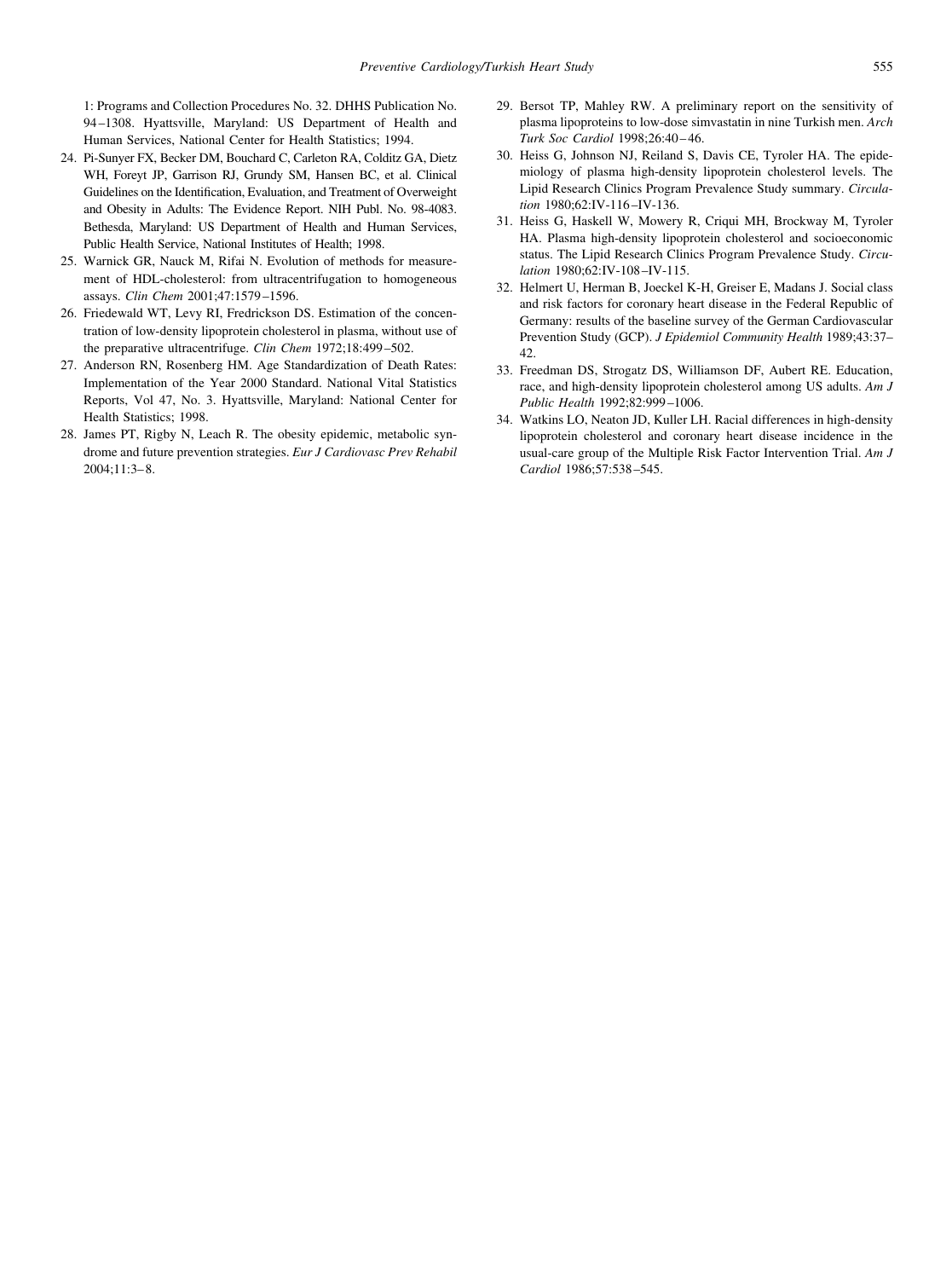1: Programs and Collection Procedures No. 32. DHHS Publication No. 94–1308. Hyattsville, Maryland: US Department of Health and Human Services, National Center for Health Statistics; 1994.

24. Pi-Sunyer FX, Becker DM, Bouchard C, Carleton RA, Colditz GA, Dietz WH, Foreyt JP, Garrison RJ, Grundy SM, Hansen BC, et al. Clinical Guidelines on the Identification, Evaluation, and Treatment of Overweight and Obesity in Adults: The Evidence Report. NIH Publ. No. 98-4083. Bethesda, Maryland: US Department of Health and Human Services, Public Health Service, National Institutes of Health; 1998.
25. Warnick GR, Nauck M, Rifai N. Evolution of methods for measurement of HDL-cholesterol: from ultracentrifugation to homogeneous assays. *Clin Chem* 2001;47:1579–1596.
26. Friedewald WT, Levy RI, Fredrickson DS. Estimation of the concentration of low-density lipoprotein cholesterol in plasma, without use of the preparative ultracentrifuge. *Clin Chem* 1972;18:499–502.
27. Anderson RN, Rosenberg HM. Age Standardization of Death Rates: Implementation of the Year 2000 Standard. National Vital Statistics Reports, Vol 47, No. 3. Hyattsville, Maryland: National Center for Health Statistics; 1998.
28. James PT, Rigby N, Leach R. The obesity epidemic, metabolic syndrome and future prevention strategies. *Eur J Cardiovasc Prev Rehabil* 2004;11:3–8.
29. Bersot TP, Mahley RW. A preliminary report on the sensitivity of plasma lipoproteins to low-dose simvastatin in nine Turkish men. *Arch Turk Soc Cardiol* 1998;26:40–46.
30. Heiss G, Johnson NJ, Reiland S, Davis CE, Tyroler HA. The epidemiology of plasma high-density lipoprotein cholesterol levels. The Lipid Research Clinics Program Prevalence Study summary. *Circulation* 1980;62:IV-116–IV-136.
31. Heiss G, Haskell W, Mowery R, Criqui MH, Brockway M, Tyroler HA. Plasma high-density lipoprotein cholesterol and socioeconomic status. The Lipid Research Clinics Program Prevalence Study. *Circulation* 1980;62:IV-108–IV-115.
32. Helmert U, Herman B, Joeckel K-H, Greiser E, Madans J. Social class and risk factors for coronary heart disease in the Federal Republic of Germany: results of the baseline survey of the German Cardiovascular Prevention Study (GCP). *J Epidemiol Community Health* 1989;43:37–42.
33. Freedman DS, Strogatz DS, Williamson DF, Aubert RE. Education, race, and high-density lipoprotein cholesterol among US adults. *Am J Public Health* 1992;82:999–1006.
34. Watkins LO, Neaton JD, Kuller LH. Racial differences in high-density lipoprotein cholesterol and coronary heart disease incidence in the usual-care group of the Multiple Risk Factor Intervention Trial. *Am J Cardiol* 1986;57:538–545.